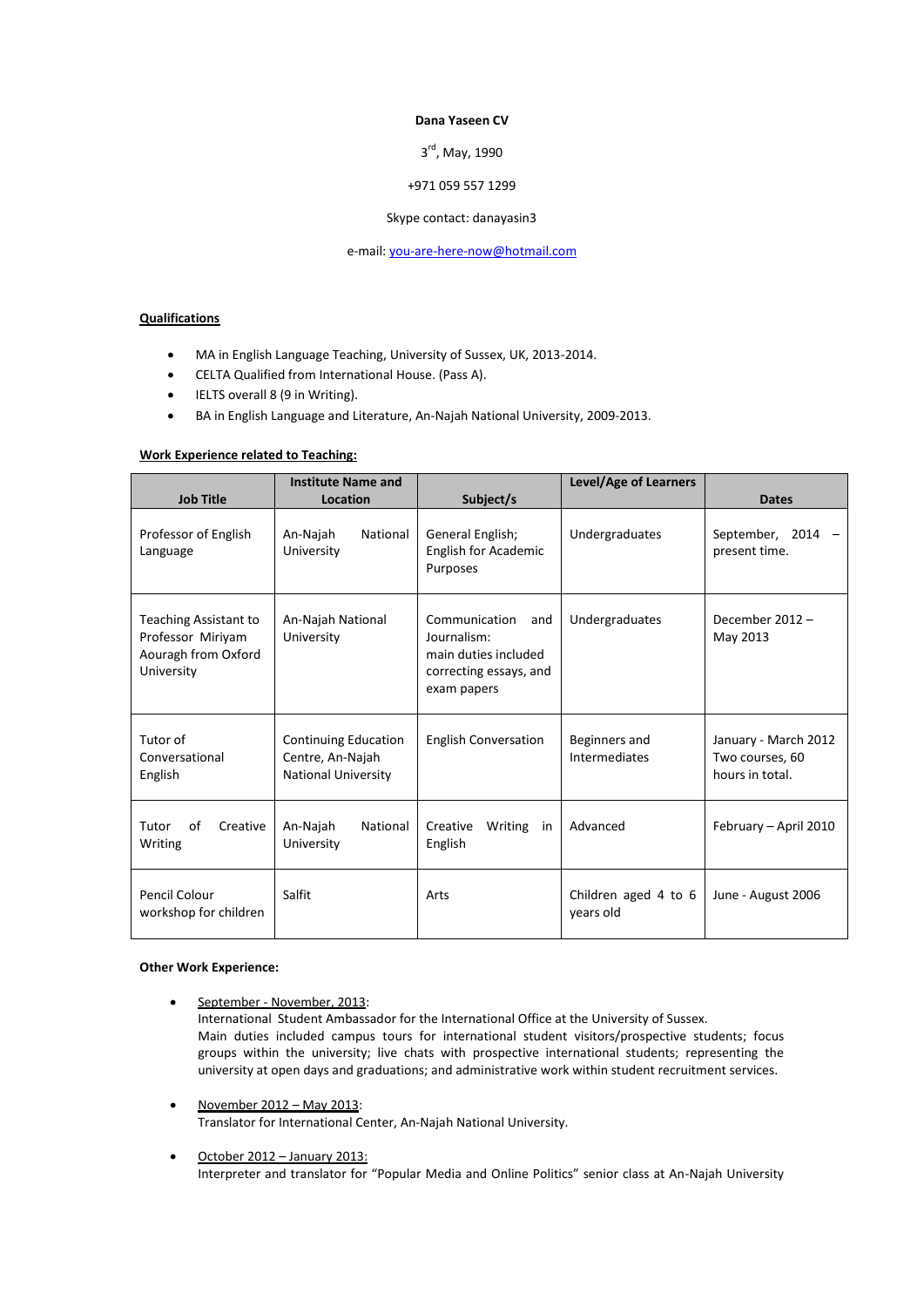**Dana Yaseen CV**

3rd, May, 1990

+971 059 557 1299

Skype contact: danayasin3

e-mail: you-are-here-now@hotmail.com

**Qualifications**

- MA in English Language Teaching, University of Sussex, UK, 2013-2014.
- CELTA Qualified from International House. (Pass A).
- IELTS overall 8 (9 in Writing).
- BA in English Language and Literature, An-Najah National University, 2009-2013.

**Work Experience related to Teaching:**

| Job Title | Institute Name and Location | Subject/s | Level/Age of Learners | Dates |
|---|---|---|---|---|
| Professor of English Language | An-Najah National University | General English; English for Academic Purposes | Undergraduates | September, 2014 – present time. |
| Teaching Assistant to Professor Miriyam Aouragh from Oxford University | An-Najah National University | Communication and Journalism: main duties included correcting essays, and exam papers | Undergraduates | December 2012 – May 2013 |
| Tutor of Conversational English | Continuing Education Centre, An-Najah National University | English Conversation | Beginners and Intermediates | January - March 2012 Two courses, 60 hours in total. |
| Tutor of Creative Writing | An-Najah National University | Creative Writing in English | Advanced | February – April 2010 |
| Pencil Colour workshop for children | Salfit | Arts | Children aged 4 to 6 years old | June - August 2006 |

**Other Work Experience:**

- September - November, 2013:
  International Student Ambassador for the International Office at the University of Sussex.
  Main duties included campus tours for international student visitors/prospective students; focus groups within the university; live chats with prospective international students; representing the university at open days and graduations; and administrative work within student recruitment services.

- November 2012 – May 2013:
  Translator for International Center, An-Najah National University.

- October 2012 – January 2013:
  Interpreter and translator for "Popular Media and Online Politics" senior class at An-Najah University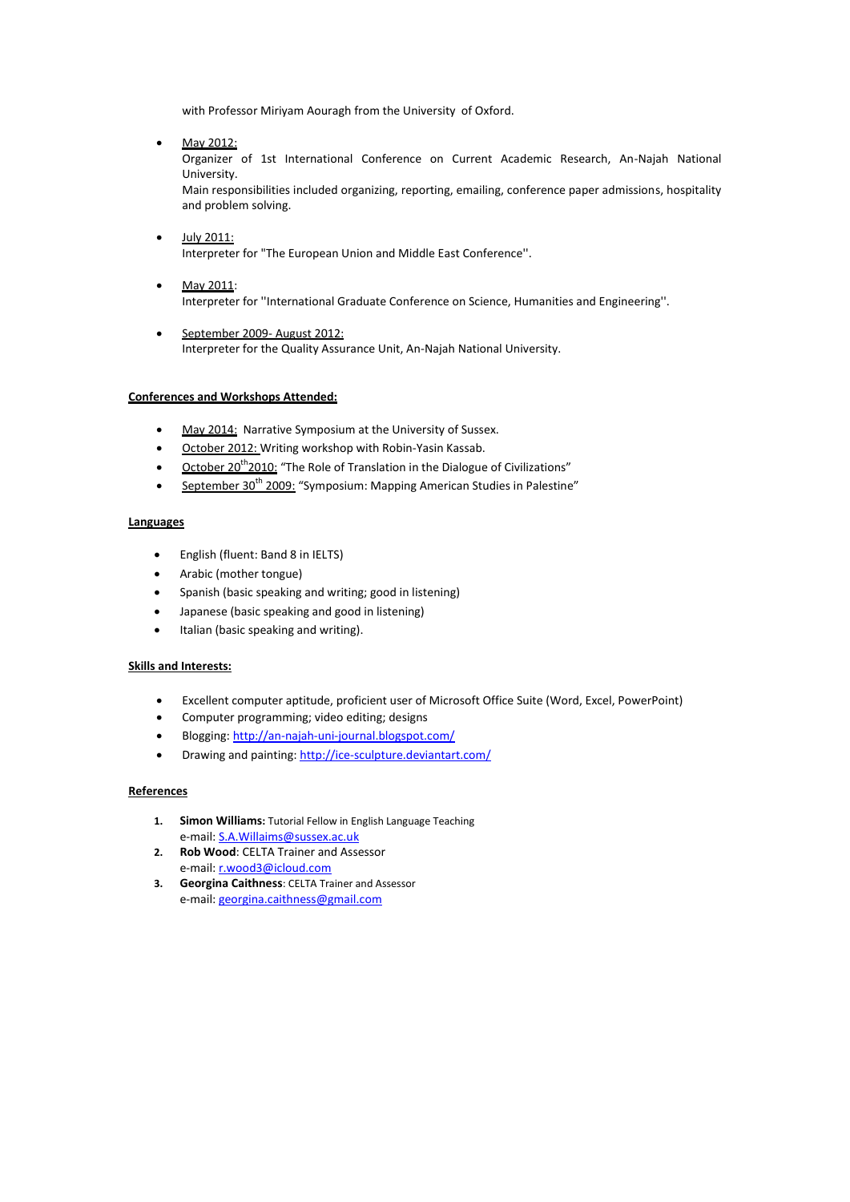with Professor Miriyam Aouragh from the University of Oxford.

- May 2012:
  Organizer of 1st International Conference on Current Academic Research, An-Najah National University.
  Main responsibilities included organizing, reporting, emailing, conference paper admissions, hospitality and problem solving.

- July 2011:
  Interpreter for "The European Union and Middle East Conference''.

- May 2011:
  Interpreter for ''International Graduate Conference on Science, Humanities and Engineering''.

- September 2009- August 2012:
  Interpreter for the Quality Assurance Unit, An-Najah National University.

**Conferences and Workshops Attended:**

- May 2014: Narrative Symposium at the University of Sussex.
- October 2012: Writing workshop with Robin-Yasin Kassab.
- October 20th 2010: "The Role of Translation in the Dialogue of Civilizations"
- September 30th 2009: "Symposium: Mapping American Studies in Palestine"

**Languages**

- English (fluent: Band 8 in IELTS)
- Arabic (mother tongue)
- Spanish (basic speaking and writing; good in listening)
- Japanese (basic speaking and good in listening)
- Italian (basic speaking and writing).

**Skills and Interests:**

- Excellent computer aptitude, proficient user of Microsoft Office Suite (Word, Excel, PowerPoint)
- Computer programming; video editing; designs
- Blogging: http://an-najah-uni-journal.blogspot.com/
- Drawing and painting: http://ice-sculpture.deviantart.com/

**References**

1. **Simon Williams:** Tutorial Fellow in English Language Teaching
   e-mail: S.A.Willaims@sussex.ac.uk
2. **Rob Wood**: CELTA Trainer and Assessor
   e-mail: r.wood3@icloud.com
3. **Georgina Caithness**: CELTA Trainer and Assessor
   e-mail: georgina.caithness@gmail.com